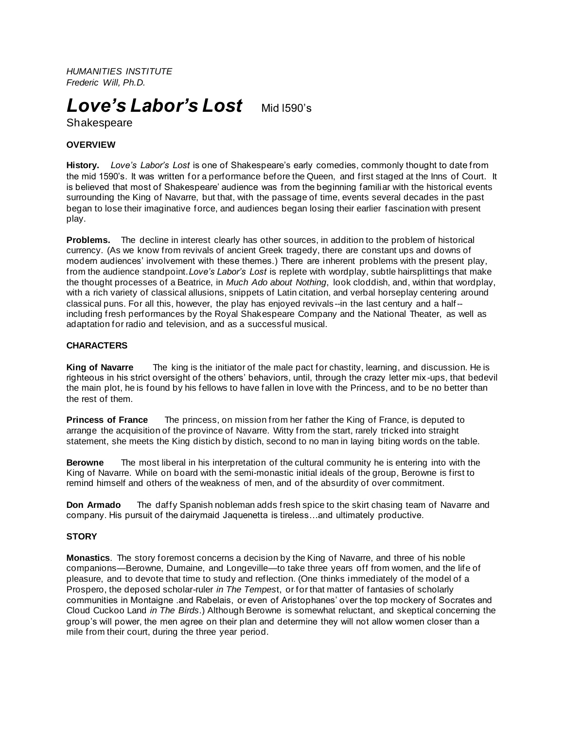*HUMANITIES INSTITUTE*
*Frederic Will, Ph.D.*

# *Love's Labor's Lost* Mid l590's

Shakespeare

**OVERVIEW**

**History.** *Love's Labor's Lost* is one of Shakespeare's early comedies, commonly thought to date from the mid 1590's. It was written for a performance before the Queen, and first staged at the Inns of Court. It is believed that most of Shakespeare' audience was from the beginning familiar with the historical events surrounding the King of Navarre, but that, with the passage of time, events several decades in the past began to lose their imaginative force, and audiences began losing their earlier fascination with present play.

**Problems.** The decline in interest clearly has other sources, in addition to the problem of historical currency. (As we know from revivals of ancient Greek tragedy, there are constant ups and downs of modern audiences' involvement with these themes.) There are inherent problems with the present play, from the audience standpoint.*Love's Labor's Lost* is replete with wordplay, subtle hairsplittings that make the thought processes of a Beatrice, in *Much Ado about Nothing*, look cloddish, and, within that wordplay, with a rich variety of classical allusions, snippets of Latin citation, and verbal horseplay centering around classical puns. For all this, however, the play has enjoyed revivals--in the last century and a half--including fresh performances by the Royal Shakespeare Company and the National Theater, as well as adaptation for radio and television, and as a successful musical.

**CHARACTERS**

**King of Navarre** The king is the initiator of the male pact for chastity, learning, and discussion. He is righteous in his strict oversight of the others' behaviors, until, through the crazy letter mix-ups, that bedevil the main plot, he is found by his fellows to have fallen in love with the Princess, and to be no better than the rest of them.

**Princess of France** The princess, on mission from her father the King of France, is deputed to arrange the acquisition of the province of Navarre. Witty from the start, rarely tricked into straight statement, she meets the King distich by distich, second to no man in laying biting words on the table.

**Berowne** The most liberal in his interpretation of the cultural community he is entering into with the King of Navarre. While on board with the semi-monastic initial ideals of the group, Berowne is first to remind himself and others of the weakness of men, and of the absurdity of over commitment.

**Don Armado** The daffy Spanish nobleman adds fresh spice to the skirt chasing team of Navarre and company. His pursuit of the dairymaid Jaquenetta is tireless…and ultimately productive.

**STORY**

**Monastics**. The story foremost concerns a decision by the King of Navarre, and three of his noble companions—Berowne, Dumaine, and Longeville—to take three years off from women, and the life of pleasure, and to devote that time to study and reflection. (One thinks immediately of the model of a Prospero, the deposed scholar-ruler *in The Tempes*t, or for that matter of fantasies of scholarly communities in Montaigne .and Rabelais, or even of Aristophanes' over the top mockery of Socrates and Cloud Cuckoo Land *in The Birds*.) Although Berowne is somewhat reluctant, and skeptical concerning the group's will power, the men agree on their plan and determine they will not allow women closer than a mile from their court, during the three year period.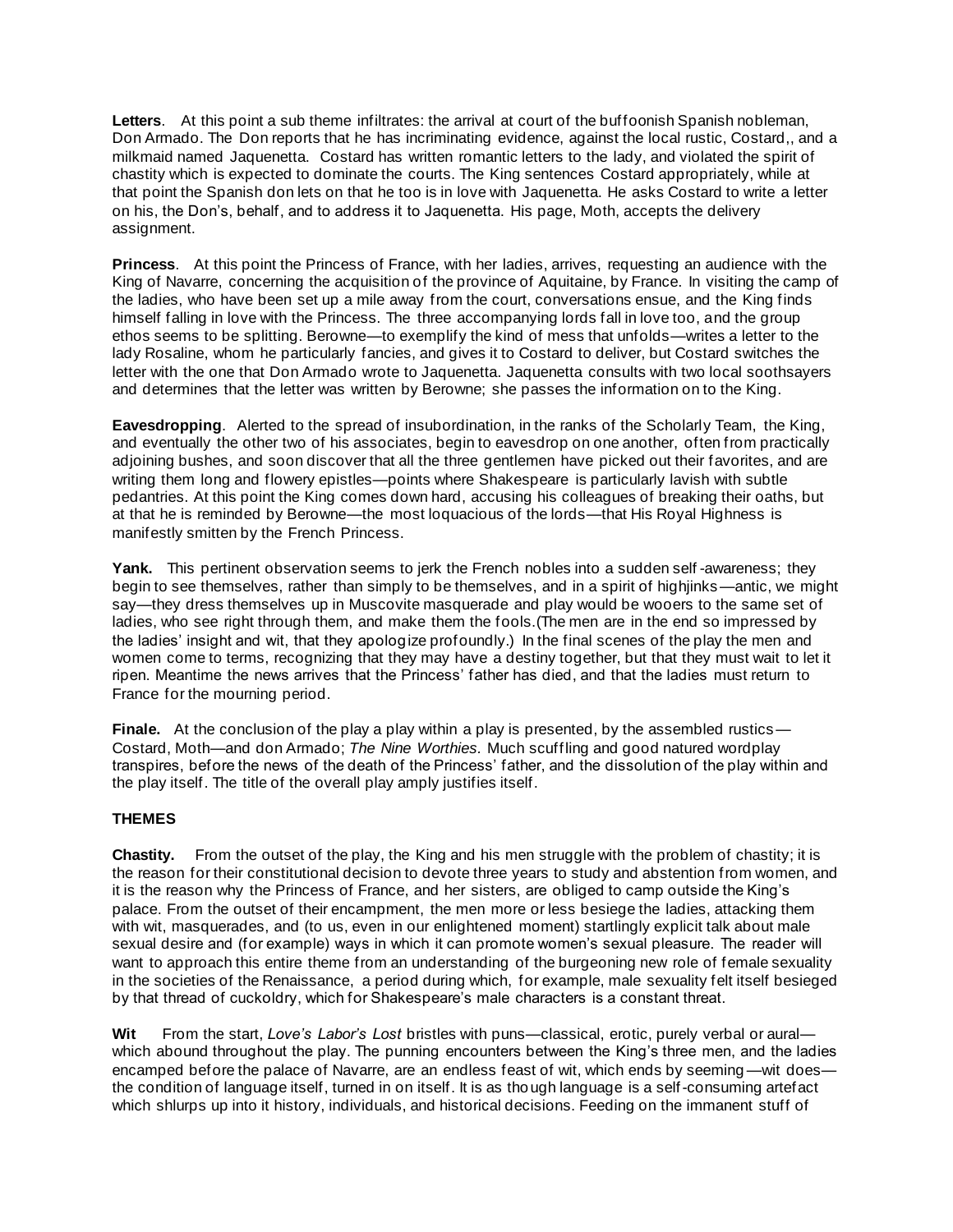**Letters**. At this point a sub theme infiltrates: the arrival at court of the buffoonish Spanish nobleman, Don Armado. The Don reports that he has incriminating evidence, against the local rustic, Costard,, and a milkmaid named Jaquenetta. Costard has written romantic letters to the lady, and violated the spirit of chastity which is expected to dominate the courts. The King sentences Costard appropriately, while at that point the Spanish don lets on that he too is in love with Jaquenetta. He asks Costard to write a letter on his, the Don's, behalf, and to address it to Jaquenetta. His page, Moth, accepts the delivery assignment.

**Princess**. At this point the Princess of France, with her ladies, arrives, requesting an audience with the King of Navarre, concerning the acquisition of the province of Aquitaine, by France. In visiting the camp of the ladies, who have been set up a mile away from the court, conversations ensue, and the King finds himself falling in love with the Princess. The three accompanying lords fall in love too, and the group ethos seems to be splitting. Berowne—to exemplify the kind of mess that unfolds—writes a letter to the lady Rosaline, whom he particularly fancies, and gives it to Costard to deliver, but Costard switches the letter with the one that Don Armado wrote to Jaquenetta. Jaquenetta consults with two local soothsayers and determines that the letter was written by Berowne; she passes the information on to the King.

**Eavesdropping**. Alerted to the spread of insubordination, in the ranks of the Scholarly Team, the King, and eventually the other two of his associates, begin to eavesdrop on one another, often from practically adjoining bushes, and soon discover that all the three gentlemen have picked out their favorites, and are writing them long and flowery epistles—points where Shakespeare is particularly lavish with subtle pedantries. At this point the King comes down hard, accusing his colleagues of breaking their oaths, but at that he is reminded by Berowne—the most loquacious of the lords—that His Royal Highness is manifestly smitten by the French Princess.

**Yank.** This pertinent observation seems to jerk the French nobles into a sudden self-awareness; they begin to see themselves, rather than simply to be themselves, and in a spirit of highjinks—antic, we might say—they dress themselves up in Muscovite masquerade and play would be wooers to the same set of ladies, who see right through them, and make them the fools.(The men are in the end so impressed by the ladies' insight and wit, that they apologize profoundly.) In the final scenes of the play the men and women come to terms, recognizing that they may have a destiny together, but that they must wait to let it ripen. Meantime the news arrives that the Princess' father has died, and that the ladies must return to France for the mourning period.

**Finale.** At the conclusion of the play a play within a play is presented, by the assembled rustics—Costard, Moth—and don Armado; *The Nine Worthies.* Much scuffling and good natured wordplay transpires, before the news of the death of the Princess' father, and the dissolution of the play within and the play itself. The title of the overall play amply justifies itself.

## THEMES

**Chastity.** From the outset of the play, the King and his men struggle with the problem of chastity; it is the reason for their constitutional decision to devote three years to study and abstention from women, and it is the reason why the Princess of France, and her sisters, are obliged to camp outside the King's palace. From the outset of their encampment, the men more or less besiege the ladies, attacking them with wit, masquerades, and (to us, even in our enlightened moment) startlingly explicit talk about male sexual desire and (for example) ways in which it can promote women's sexual pleasure. The reader will want to approach this entire theme from an understanding of the burgeoning new role of female sexuality in the societies of the Renaissance, a period during which, for example, male sexuality felt itself besieged by that thread of cuckoldry, which for Shakespeare's male characters is a constant threat.

**Wit** From the start, *Love's Labor's Lost* bristles with puns—classical, erotic, purely verbal or aural—which abound throughout the play. The punning encounters between the King's three men, and the ladies encamped before the palace of Navarre, are an endless feast of wit, which ends by seeming—wit does—the condition of language itself, turned in on itself. It is as though language is a self-consuming artefact which shlurps up into it history, individuals, and historical decisions. Feeding on the immanent stuff of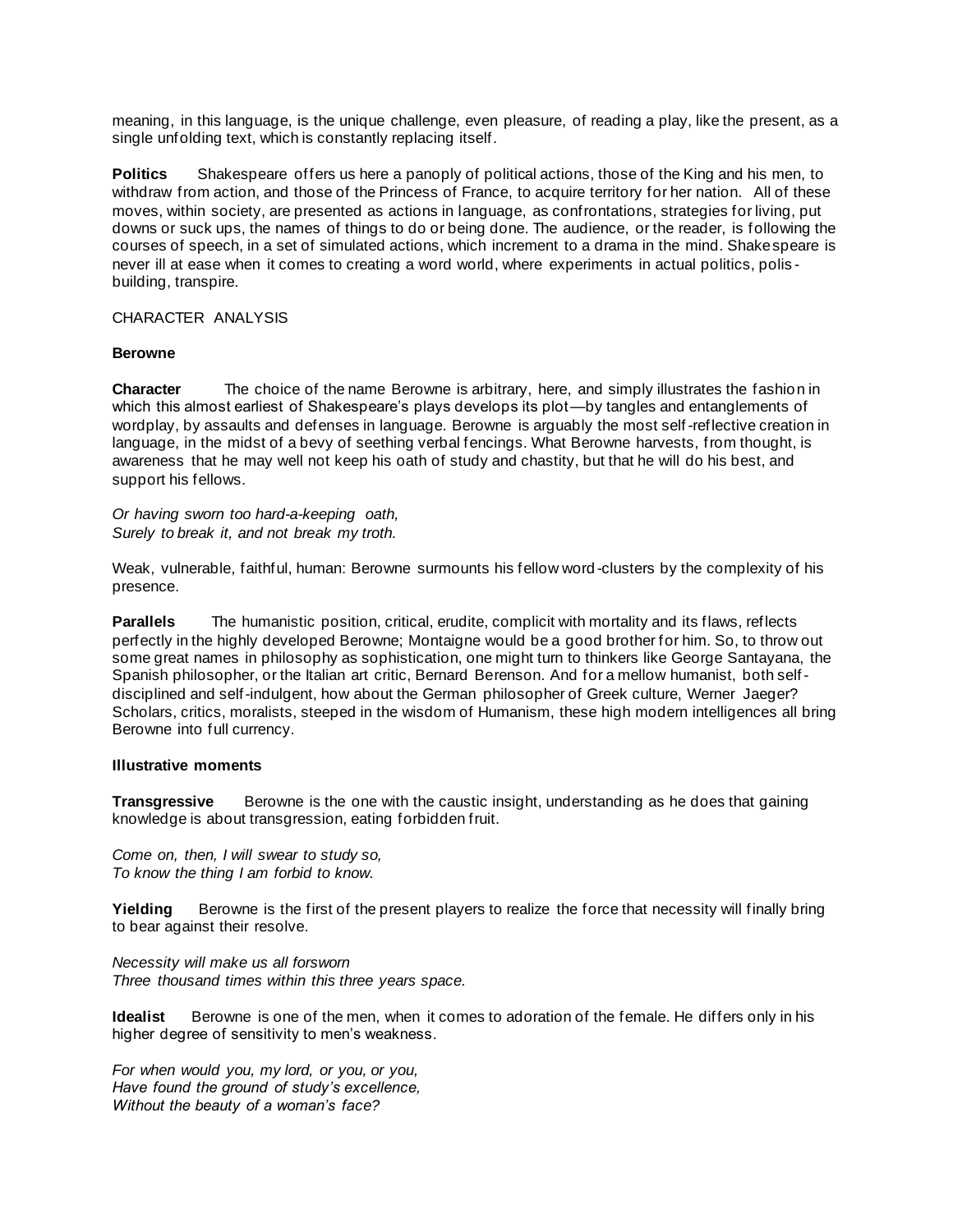meaning, in this language, is the unique challenge, even pleasure, of reading a play, like the present, as a single unfolding text, which is constantly replacing itself.

**Politics** Shakespeare offers us here a panoply of political actions, those of the King and his men, to withdraw from action, and those of the Princess of France, to acquire territory for her nation. All of these moves, within society, are presented as actions in language, as confrontations, strategies for living, put downs or suck ups, the names of things to do or being done. The audience, or the reader, is following the courses of speech, in a set of simulated actions, which increment to a drama in the mind. Shakespeare is never ill at ease when it comes to creating a word world, where experiments in actual politics, polis-building, transpire.

CHARACTER ANALYSIS

**Berowne**

**Character** The choice of the name Berowne is arbitrary, here, and simply illustrates the fashion in which this almost earliest of Shakespeare's plays develops its plot—by tangles and entanglements of wordplay, by assaults and defenses in language. Berowne is arguably the most self-reflective creation in language, in the midst of a bevy of seething verbal fencings. What Berowne harvests, from thought, is awareness that he may well not keep his oath of study and chastity, but that he will do his best, and support his fellows.

*Or having sworn too hard-a-keeping oath,*
*Surely to break it, and not break my troth.*

Weak, vulnerable, faithful, human: Berowne surmounts his fellow word-clusters by the complexity of his presence.

**Parallels** The humanistic position, critical, erudite, complicit with mortality and its flaws, reflects perfectly in the highly developed Berowne; Montaigne would be a good brother for him. So, to throw out some great names in philosophy as sophistication, one might turn to thinkers like George Santayana, the Spanish philosopher, or the Italian art critic, Bernard Berenson. And for a mellow humanist, both self-disciplined and self-indulgent, how about the German philosopher of Greek culture, Werner Jaeger? Scholars, critics, moralists, steeped in the wisdom of Humanism, these high modern intelligences all bring Berowne into full currency.

**Illustrative moments**

**Transgressive** Berowne is the one with the caustic insight, understanding as he does that gaining knowledge is about transgression, eating forbidden fruit.

*Come on, then, I will swear to study so,*
*To know the thing I am forbid to know.*

**Yielding** Berowne is the first of the present players to realize the force that necessity will finally bring to bear against their resolve.

*Necessity will make us all forsworn*
*Three thousand times within this three years space.*

**Idealist** Berowne is one of the men, when it comes to adoration of the female. He differs only in his higher degree of sensitivity to men's weakness.

*For when would you, my lord, or you, or you,*
*Have found the ground of study's excellence,*
*Without the beauty of a woman's face?*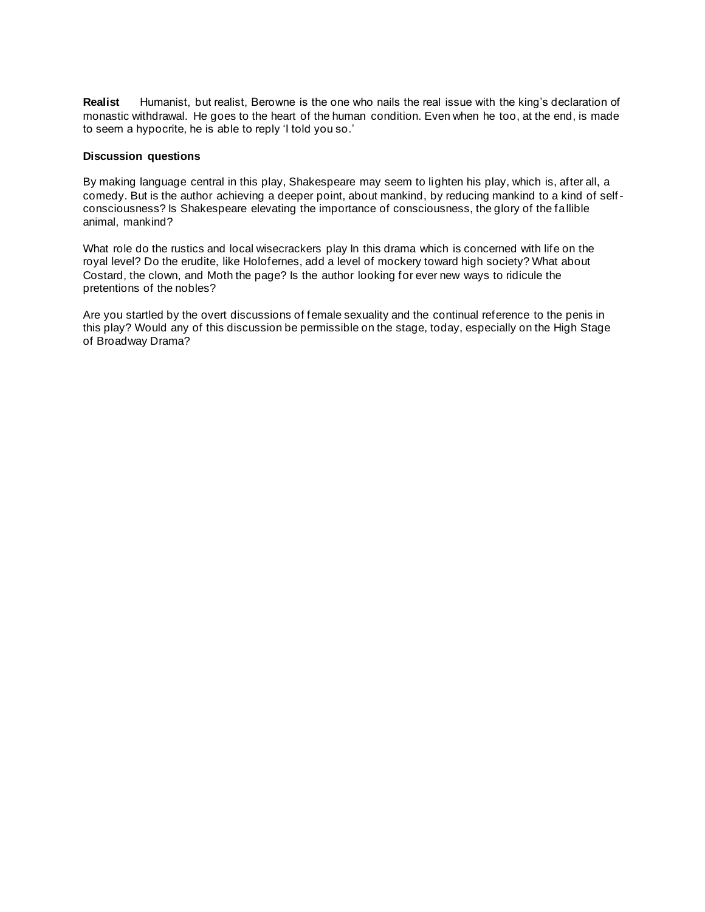**Realist** Humanist, but realist, Berowne is the one who nails the real issue with the king's declaration of monastic withdrawal. He goes to the heart of the human condition. Even when he too, at the end, is made to seem a hypocrite, he is able to reply 'I told you so.'

**Discussion questions**

By making language central in this play, Shakespeare may seem to lighten his play, which is, after all, a comedy. But is the author achieving a deeper point, about mankind, by reducing mankind to a kind of self-consciousness? Is Shakespeare elevating the importance of consciousness, the glory of the fallible animal, mankind?

What role do the rustics and local wisecrackers play In this drama which is concerned with life on the royal level? Do the erudite, like Holofernes, add a level of mockery toward high society? What about Costard, the clown, and Moth the page? Is the author looking for ever new ways to ridicule the pretentions of the nobles?

Are you startled by the overt discussions of female sexuality and the continual reference to the penis in this play? Would any of this discussion be permissible on the stage, today, especially on the High Stage of Broadway Drama?